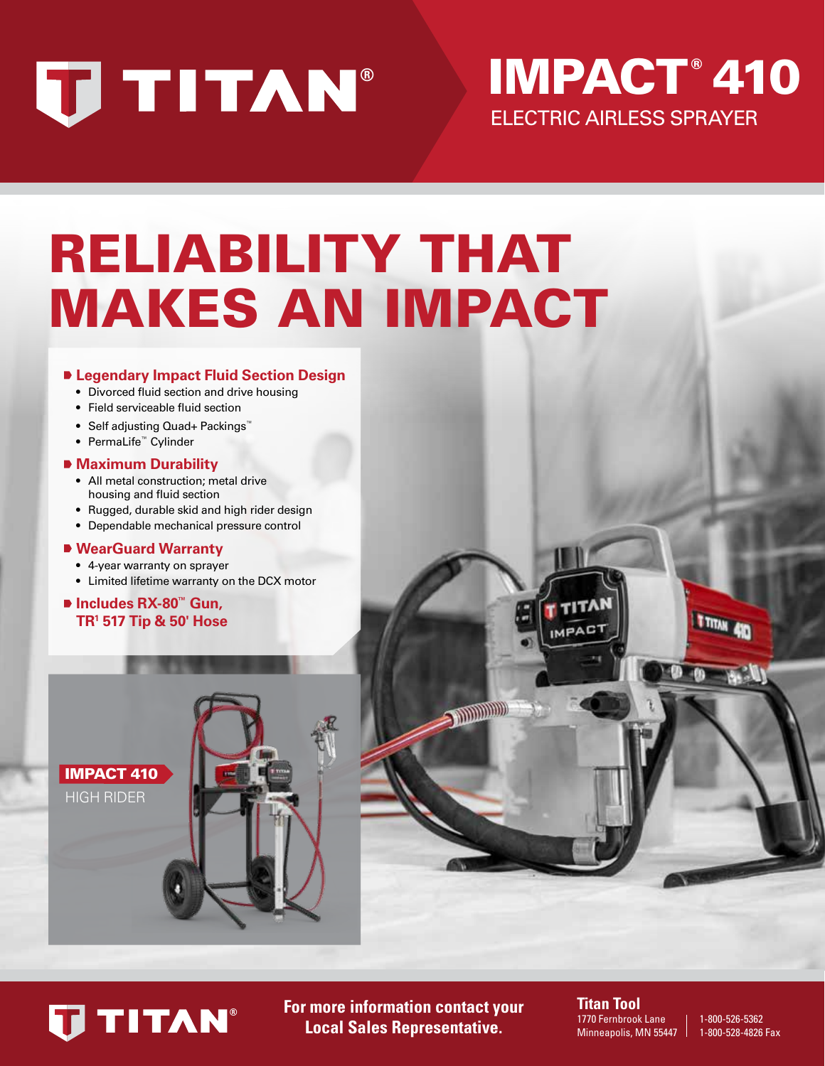# TITAN®

# IMPACT® 410

ELECTRIC AIRLESS SPRAYER

# RELIABILITY THAT MAKES AN IMPACT

### Legendary Impact Fluid Section Design

- Divorced fluid section and drive housing
- Field serviceable fluid section
- Self adjusting Quad+ Packings™
- PermaLife™ Cylinder

### Maximum Durability

- All metal construction; metal drive housing and fluid section
- Rugged, durable skid and high rider design
- Dependable mechanical pressure control

### WearGuard Warranty

- 4-year warranty on sprayer
- Limited lifetime warranty on the DCX motor

### Includes RX-80™ Gun, TR[1] 517 Tip & 50' Hose

**IMPACT 410**
HIGH RIDER

---

TITAN®

**For more information contact your Local Sales Representative.**

**Titan Tool**
1770 Fernbrook Lane
Minneapolis, MN 55447

1-800-526-5362
1-800-528-4826 Fax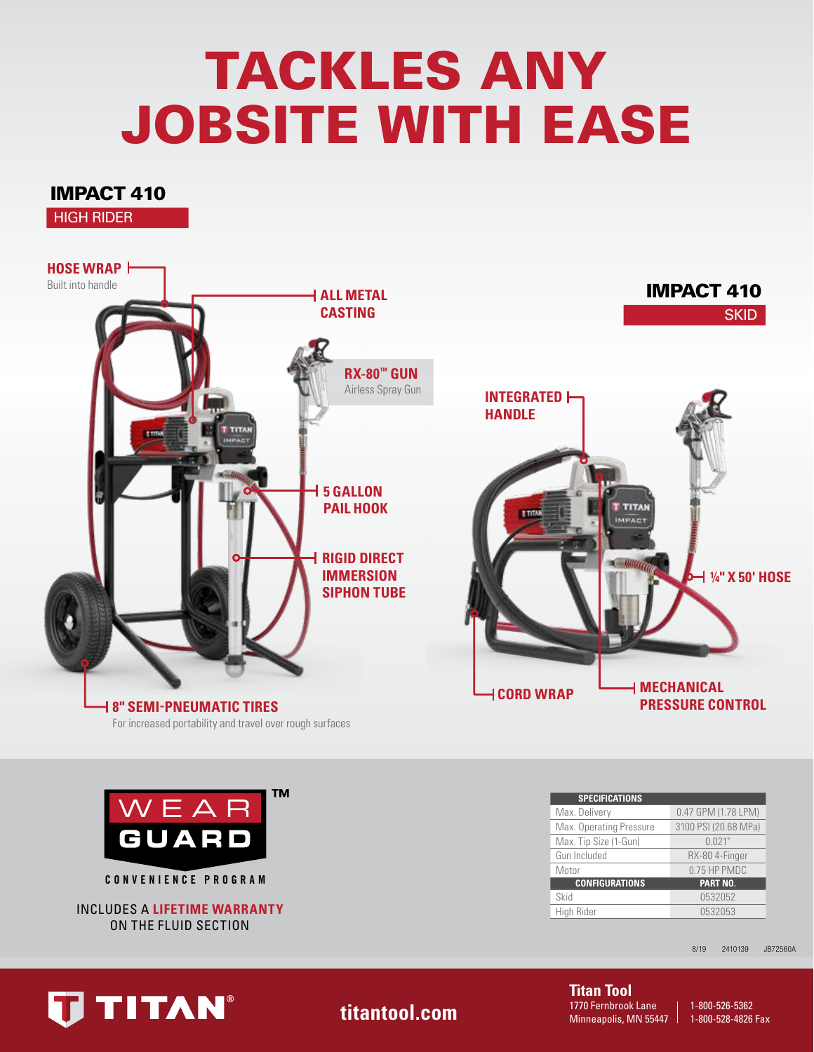# TACKLES ANY JOBSITE WITH EASE

## IMPACT 410

HIGH RIDER

**HOSE WRAP**
Built into handle

**ALL METAL CASTING**

**RX-80™ GUN**
Airless Spray Gun

**5 GALLON PAIL HOOK**

**RIGID DIRECT IMMERSION SIPHON TUBE**

**8" SEMI-PNEUMATIC TIRES**
For increased portability and travel over rough surfaces

## IMPACT 410

SKID

**INTEGRATED HANDLE**

**¼" X 50' HOSE**

**CORD WRAP**

**MECHANICAL PRESSURE CONTROL**

WEAR GUARD™
CONVENIENCE PROGRAM

INCLUDES A **LIFETIME WARRANTY** ON THE FLUID SECTION

| SPECIFICATIONS | |
|---|---|
| Max. Delivery | 0.47 GPM (1.78 LPM) |
| Max. Operating Pressure | 3100 PSI (20.68 MPa) |
| Max. Tip Size (1-Gun) | 0.021" |
| Gun Included | RX-80 4-Finger |
| Motor | 0.75 HP PMDC |
| **CONFIGURATIONS** | **PART NO.** |
| Skid | 0532052 |
| High Rider | 0532053 |

8/19 2410139 JB72560A

TITAN®

titantool.com

**Titan Tool**
1770 Fernbrook Lane
Minneapolis, MN 55447
1-800-526-5362
1-800-528-4826 Fax